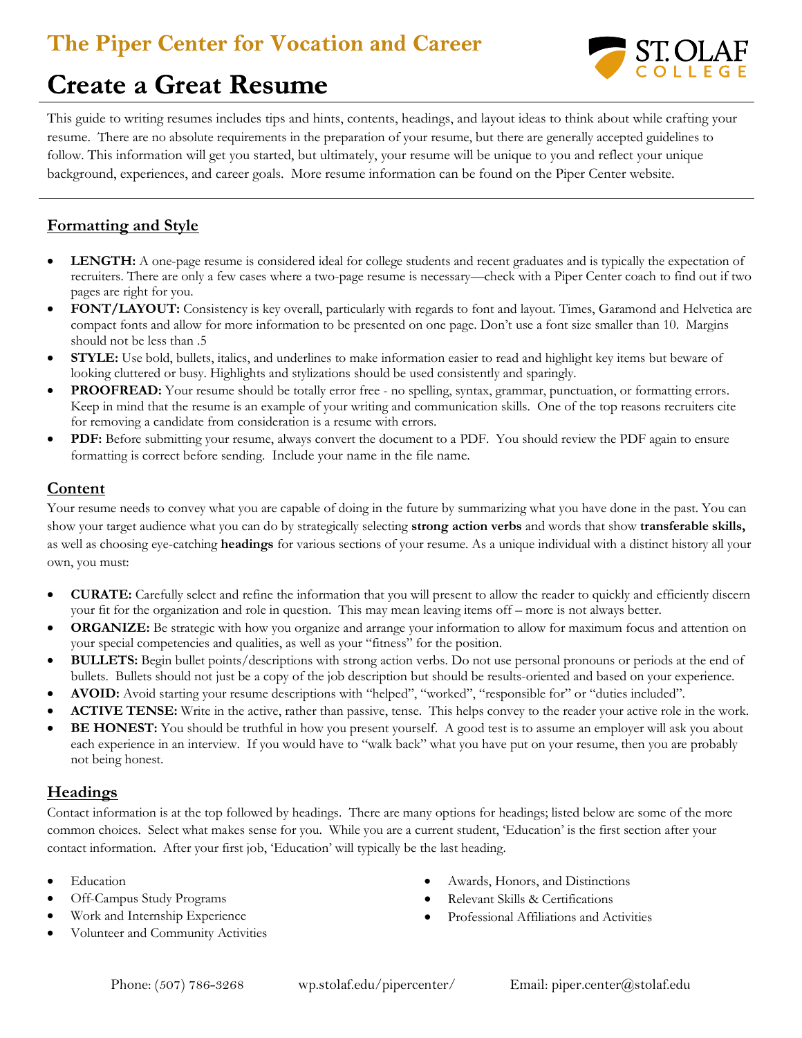## The Piper Center for Vocation and Career

# Create a Great Resume

This guide to writing resumes includes tips and hints, contents, headings, and layout ideas to think about while crafting your resume. There are no absolute requirements in the preparation of your resume, but there are generally accepted guidelines to follow. This information will get you started, but ultimately, your resume will be unique to you and reflect your unique background, experiences, and career goals. More resume information can be found on the Piper Center website.

### Formatting and Style

- **LENGTH:** A one-page resume is considered ideal for college students and recent graduates and is typically the expectation of recruiters. There are only a few cases where a two-page resume is necessary—check with a Piper Center coach to find out if two pages are right for you.
- **FONT/LAYOUT:** Consistency is key overall, particularly with regards to font and layout. Times, Garamond and Helvetica are compact fonts and allow for more information to be presented on one page. Don't use a font size smaller than 10. Margins should not be less than .5
- **STYLE:** Use bold, bullets, italics, and underlines to make information easier to read and highlight key items but beware of looking cluttered or busy. Highlights and stylizations should be used consistently and sparingly.
- **PROOFREAD:** Your resume should be totally error free - no spelling, syntax, grammar, punctuation, or formatting errors. Keep in mind that the resume is an example of your writing and communication skills. One of the top reasons recruiters cite for removing a candidate from consideration is a resume with errors.
- **PDF:** Before submitting your resume, always convert the document to a PDF. You should review the PDF again to ensure formatting is correct before sending. Include your name in the file name.

### Content

Your resume needs to convey what you are capable of doing in the future by summarizing what you have done in the past. You can show your target audience what you can do by strategically selecting **strong action verbs** and words that show **transferable skills,** as well as choosing eye-catching **headings** for various sections of your resume. As a unique individual with a distinct history all your own, you must:

- **CURATE:** Carefully select and refine the information that you will present to allow the reader to quickly and efficiently discern your fit for the organization and role in question. This may mean leaving items off – more is not always better.
- **ORGANIZE:** Be strategic with how you organize and arrange your information to allow for maximum focus and attention on your special competencies and qualities, as well as your "fitness" for the position.
- **BULLETS:** Begin bullet points/descriptions with strong action verbs. Do not use personal pronouns or periods at the end of bullets. Bullets should not just be a copy of the job description but should be results-oriented and based on your experience.
- **AVOID:** Avoid starting your resume descriptions with "helped", "worked", "responsible for" or "duties included".
- **ACTIVE TENSE:** Write in the active, rather than passive, tense. This helps convey to the reader your active role in the work.
- **BE HONEST:** You should be truthful in how you present yourself. A good test is to assume an employer will ask you about each experience in an interview. If you would have to "walk back" what you have put on your resume, then you are probably not being honest.

### Headings

Contact information is at the top followed by headings. There are many options for headings; listed below are some of the more common choices. Select what makes sense for you. While you are a current student, 'Education' is the first section after your contact information. After your first job, 'Education' will typically be the last heading.

- Education
- Off-Campus Study Programs
- Work and Internship Experience
- Volunteer and Community Activities
- Awards, Honors, and Distinctions
- Relevant Skills & Certifications
- Professional Affiliations and Activities

Phone: (507) 786-3268 wp.stolaf.edu/pipercenter/ Email: piper.center@stolaf.edu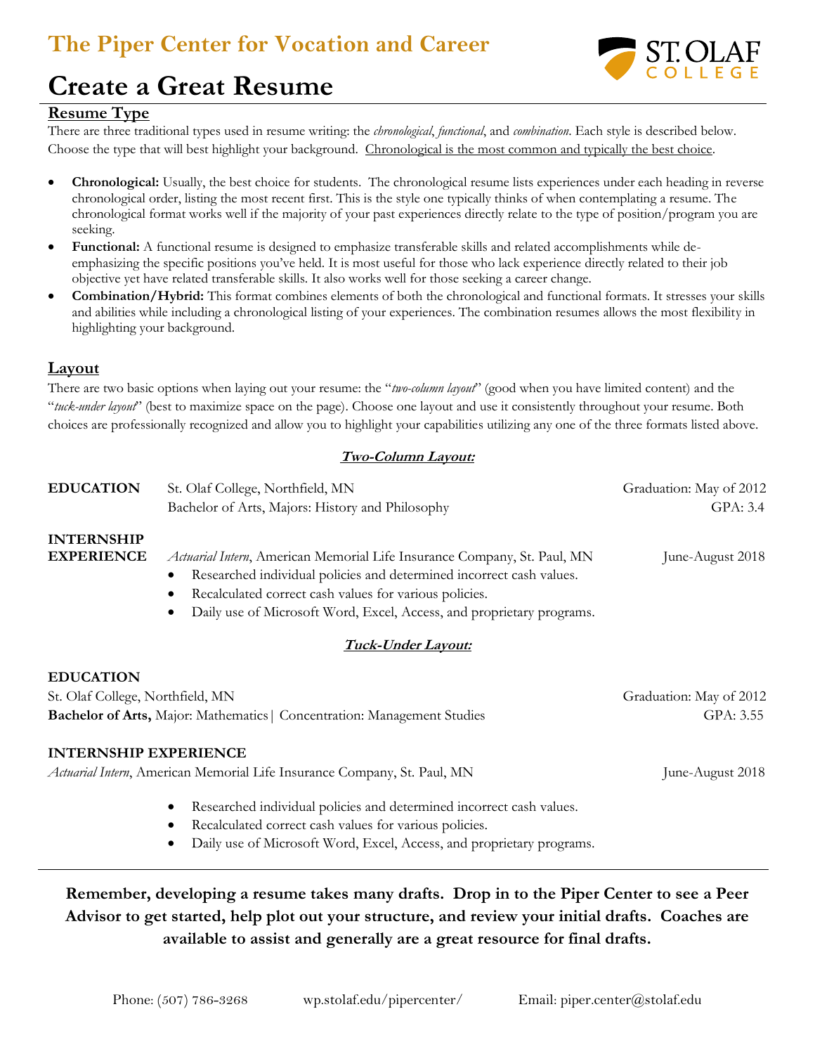# The Piper Center for Vocation and Career

# Create a Great Resume

## Resume Type

There are three traditional types used in resume writing: the *chronological*, *functional*, and *combination*. Each style is described below. Choose the type that will best highlight your background. Chronological is the most common and typically the best choice.

- **Chronological:** Usually, the best choice for students. The chronological resume lists experiences under each heading in reverse chronological order, listing the most recent first. This is the style one typically thinks of when contemplating a resume. The chronological format works well if the majority of your past experiences directly relate to the type of position/program you are seeking.
- **Functional:** A functional resume is designed to emphasize transferable skills and related accomplishments while de-emphasizing the specific positions you've held. It is most useful for those who lack experience directly related to their job objective yet have related transferable skills. It also works well for those seeking a career change.
- **Combination/Hybrid:** This format combines elements of both the chronological and functional formats. It stresses your skills and abilities while including a chronological listing of your experiences. The combination resumes allows the most flexibility in highlighting your background.

## Layout

There are two basic options when laying out your resume: the "*two-column layout*" (good when you have limited content) and the "*tuck-under layout*" (best to maximize space on the page). Choose one layout and use it consistently throughout your resume. Both choices are professionally recognized and allow you to highlight your capabilities utilizing any one of the three formats listed above.

***Two-Column Layout:***

| | | |
|---|---|---|
| **EDUCATION** | St. Olaf College, Northfield, MN<br>Bachelor of Arts, Majors: History and Philosophy | Graduation: May of 2012<br>GPA: 3.4 |
| **INTERNSHIP EXPERIENCE** | *Actuarial Intern*, American Memorial Life Insurance Company, St. Paul, MN<br>• Researched individual policies and determined incorrect cash values.<br>• Recalculated correct cash values for various policies.<br>• Daily use of Microsoft Word, Excel, Access, and proprietary programs. | June-August 2018 |

***Tuck-Under Layout:***

**EDUCATION**

St. Olaf College, Northfield, MN — Graduation: May of 2012

**Bachelor of Arts,** Major: Mathematics | Concentration: Management Studies — GPA: 3.55

**INTERNSHIP EXPERIENCE**

*Actuarial Intern*, American Memorial Life Insurance Company, St. Paul, MN — June-August 2018

- Researched individual policies and determined incorrect cash values.
- Recalculated correct cash values for various policies.
- Daily use of Microsoft Word, Excel, Access, and proprietary programs.

---

**Remember, developing a resume takes many drafts. Drop in to the Piper Center to see a Peer Advisor to get started, help plot out your structure, and review your initial drafts. Coaches are available to assist and generally are a great resource for final drafts.**

Phone: (507) 786-3268 wp.stolaf.edu/pipercenter/ Email: piper.center@stolaf.edu